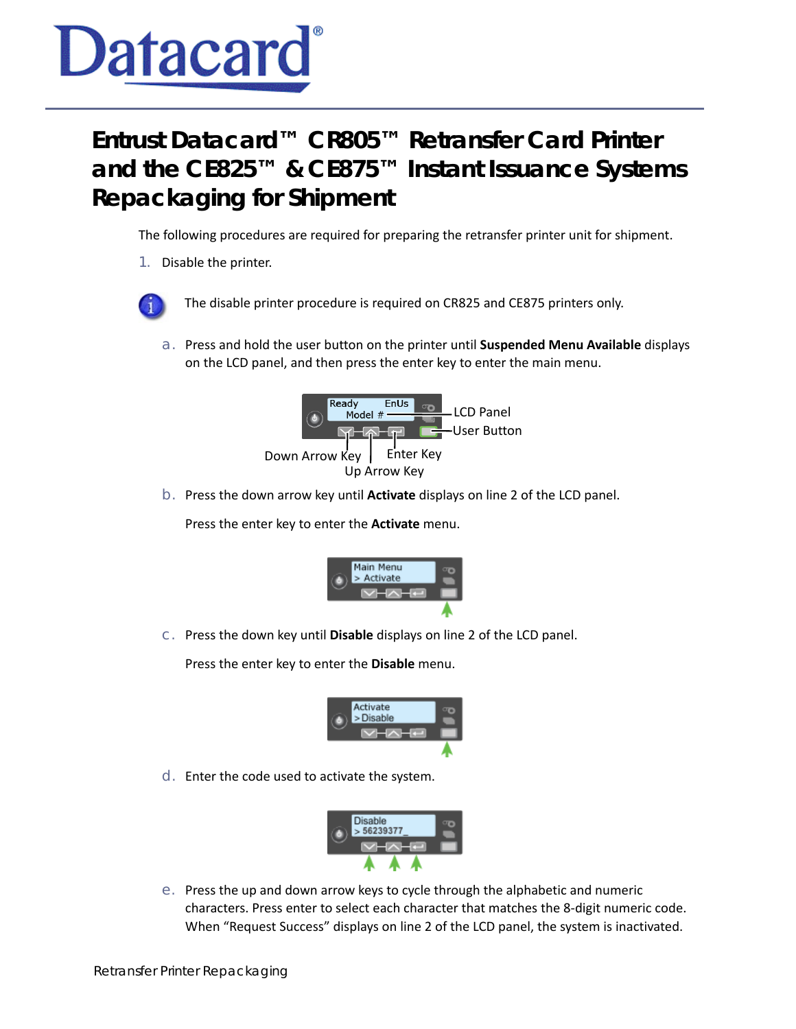# Entrust Datacard™ CR805™ Retransfer Card Printer and the CE825™ & CE875™ Instant Issuance Systems Repackaging for Shipment

The following procedures are required for preparing the retransfer printer unit for shipment.

1. Disable the printer.

   The disable printer procedure is required on CR825 and CE875 printers only.

   a. Press and hold the user button on the printer until **Suspended Menu Available** displays on the LCD panel, and then press the enter key to enter the main menu.

   b. Press the down arrow key until **Activate** displays on line 2 of the LCD panel.

      Press the enter key to enter the **Activate** menu.

   c. Press the down key until **Disable** displays on line 2 of the LCD panel.

      Press the enter key to enter the **Disable** menu.

   d. Enter the code used to activate the system.

   e. Press the up and down arrow keys to cycle through the alphabetic and numeric characters. Press enter to select each character that matches the 8-digit numeric code. When "Request Success" displays on line 2 of the LCD panel, the system is inactivated.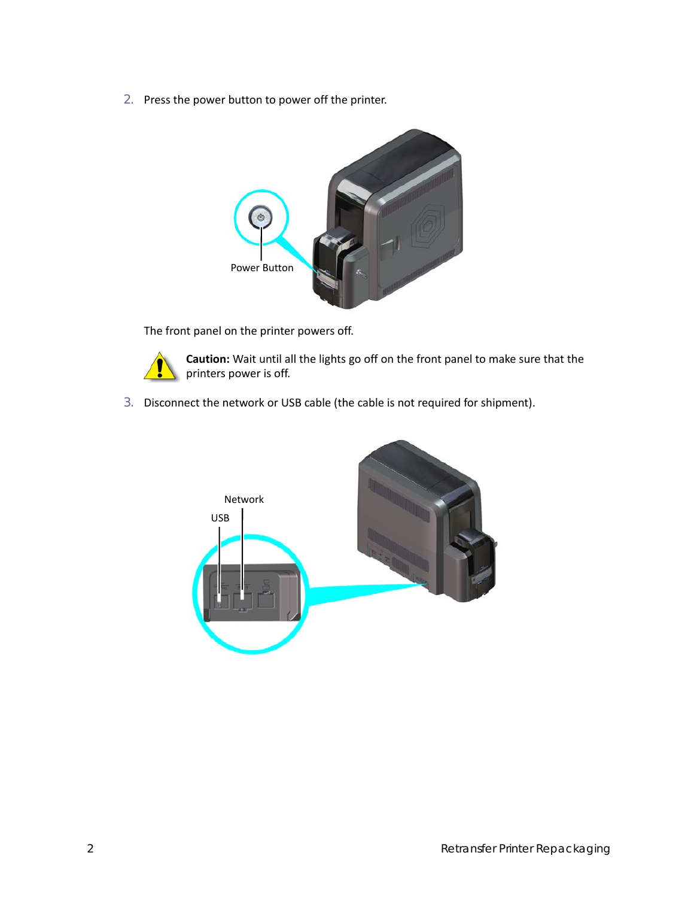2. Press the power button to power off the printer.

Power Button

The front panel on the printer powers off.

**Caution:** Wait until all the lights go off on the front panel to make sure that the printers power is off.

3. Disconnect the network or USB cable (the cable is not required for shipment).

Network

USB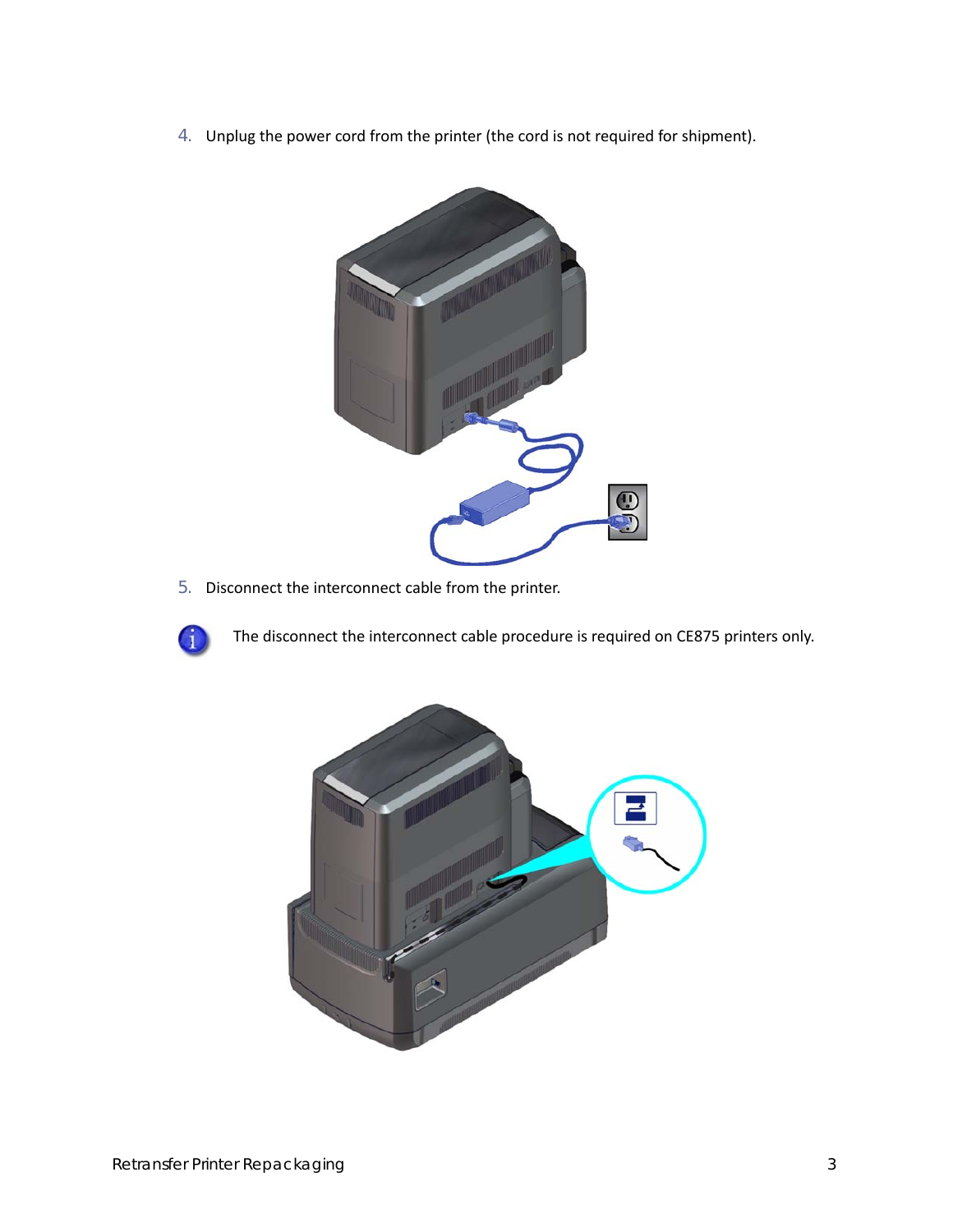4. Unplug the power cord from the printer (the cord is not required for shipment).

5. Disconnect the interconnect cable from the printer.

The disconnect the interconnect cable procedure is required on CE875 printers only.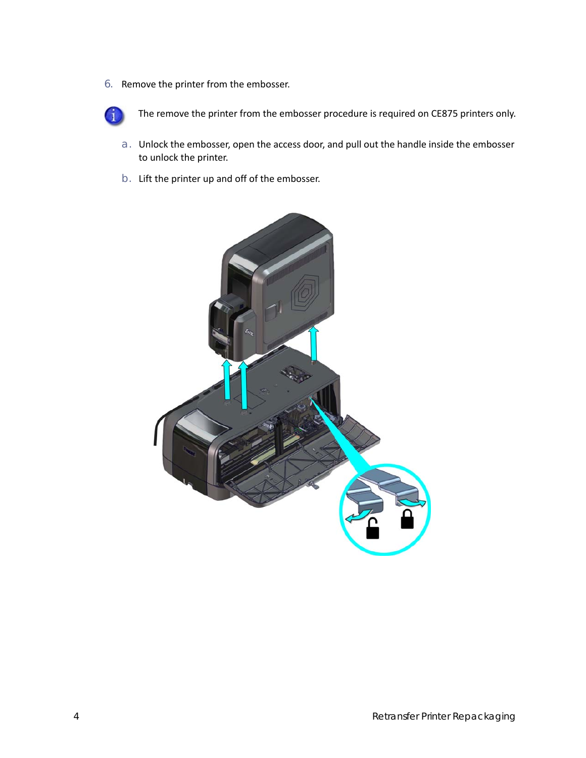6. Remove the printer from the embosser.

The remove the printer from the embosser procedure is required on CE875 printers only.

   a. Unlock the embosser, open the access door, and pull out the handle inside the embosser to unlock the printer.

   b. Lift the printer up and off of the embosser.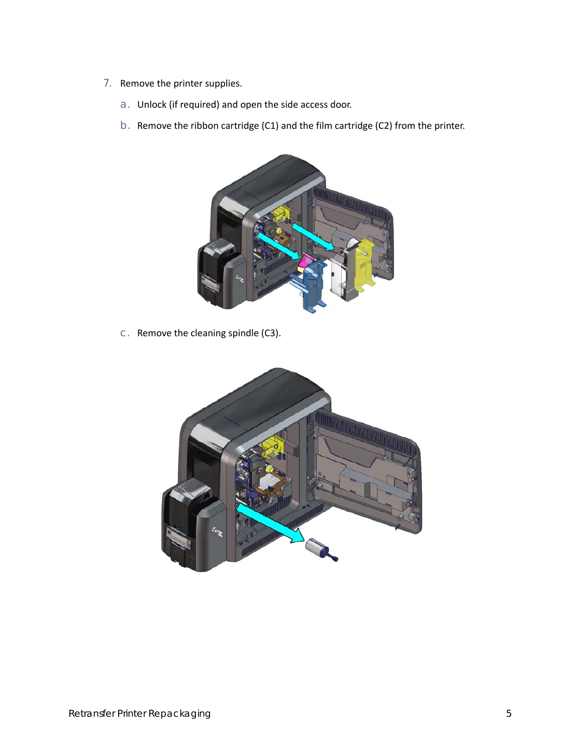7. Remove the printer supplies.

   a. Unlock (if required) and open the side access door.

   b. Remove the ribbon cartridge (C1) and the film cartridge (C2) from the printer.

   c. Remove the cleaning spindle (C3).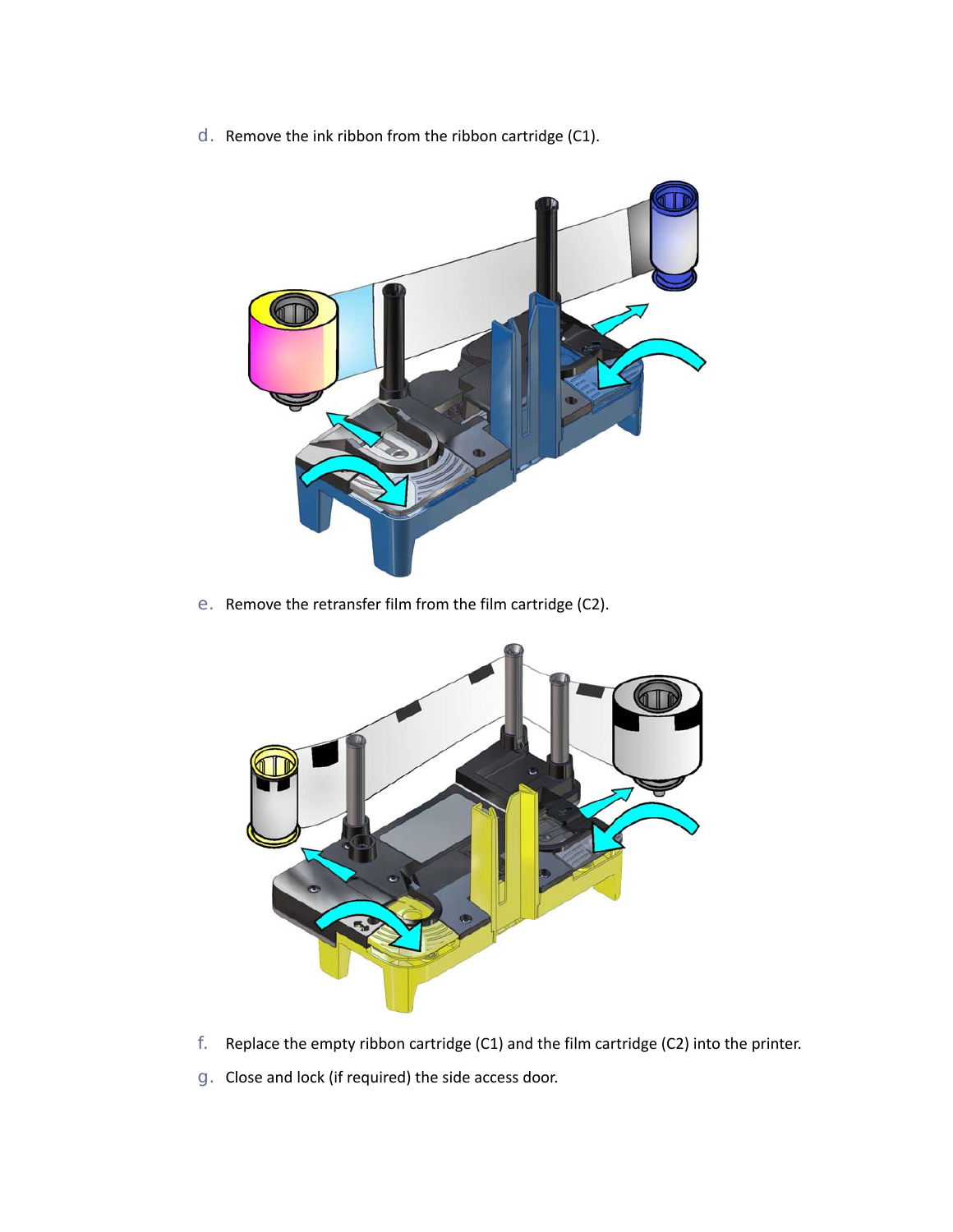d. Remove the ink ribbon from the ribbon cartridge (C1).

e. Remove the retransfer film from the film cartridge (C2).

f. Replace the empty ribbon cartridge (C1) and the film cartridge (C2) into the printer.

g. Close and lock (if required) the side access door.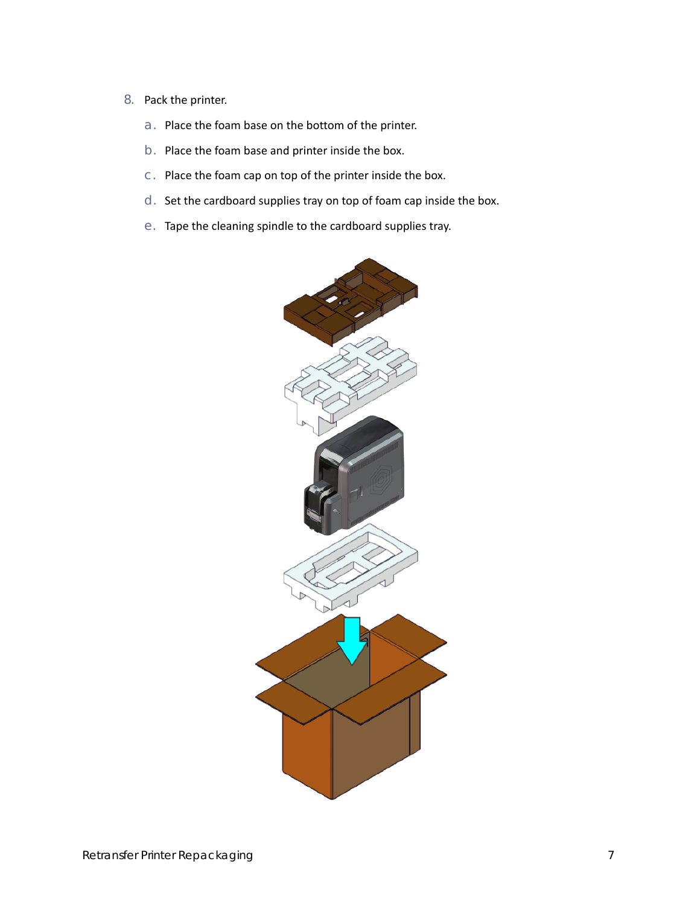8. Pack the printer.
   a. Place the foam base on the bottom of the printer.
   b. Place the foam base and printer inside the box.
   c. Place the foam cap on top of the printer inside the box.
   d. Set the cardboard supplies tray on top of foam cap inside the box.
   e. Tape the cleaning spindle to the cardboard supplies tray.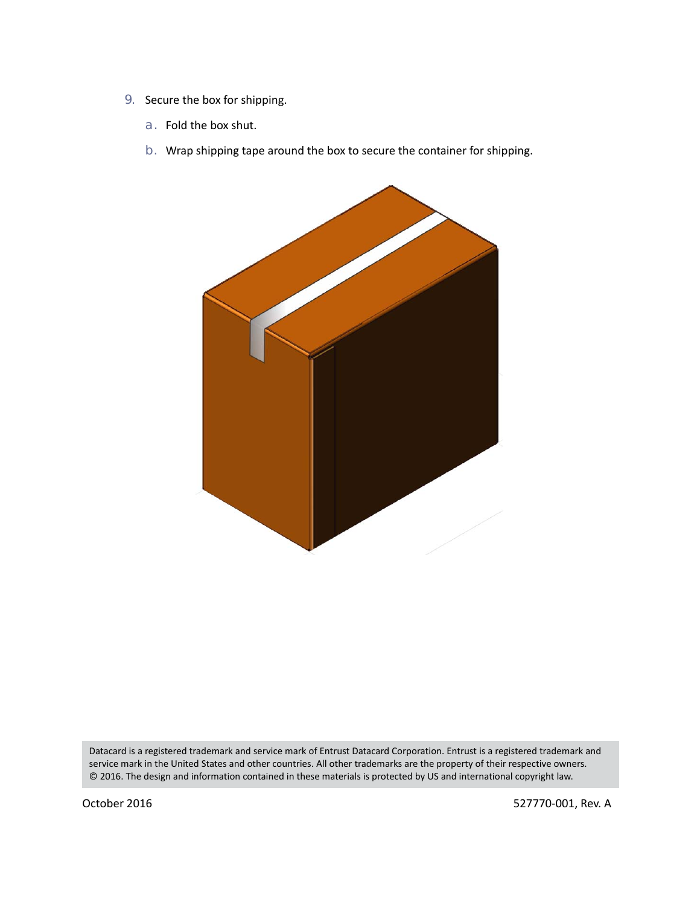9. Secure the box for shipping.

    a. Fold the box shut.

    b. Wrap shipping tape around the box to secure the container for shipping.

Datacard is a registered trademark and service mark of Entrust Datacard Corporation. Entrust is a registered trademark and service mark in the United States and other countries. All other trademarks are the property of their respective owners. © 2016. The design and information contained in these materials is protected by US and international copyright law.

October 2016 527770-001, Rev. A